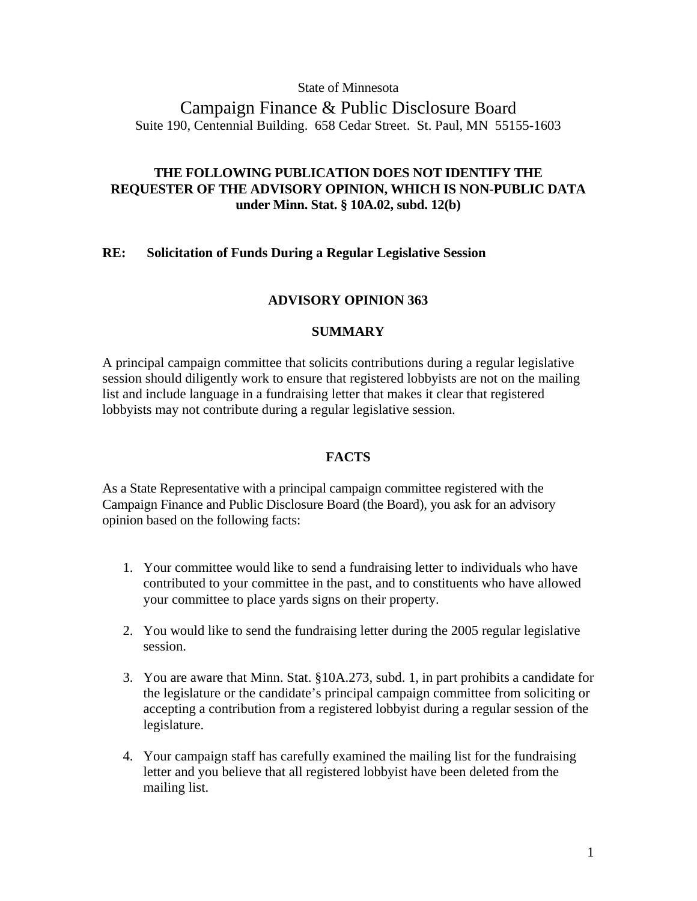State of Minnesota

# Campaign Finance & Public Disclosure Board

Suite 190, Centennial Building. 658 Cedar Street. St. Paul, MN 55155-1603

**THE FOLLOWING PUBLICATION DOES NOT IDENTIFY THE REQUESTER OF THE ADVISORY OPINION, WHICH IS NON-PUBLIC DATA under Minn. Stat. § 10A.02, subd. 12(b)**

**RE: Solicitation of Funds During a Regular Legislative Session**

## ADVISORY OPINION 363

### SUMMARY

A principal campaign committee that solicits contributions during a regular legislative session should diligently work to ensure that registered lobbyists are not on the mailing list and include language in a fundraising letter that makes it clear that registered lobbyists may not contribute during a regular legislative session.

### FACTS

As a State Representative with a principal campaign committee registered with the Campaign Finance and Public Disclosure Board (the Board), you ask for an advisory opinion based on the following facts:

1. Your committee would like to send a fundraising letter to individuals who have contributed to your committee in the past, and to constituents who have allowed your committee to place yards signs on their property.
2. You would like to send the fundraising letter during the 2005 regular legislative session.
3. You are aware that Minn. Stat. §10A.273, subd. 1, in part prohibits a candidate for the legislature or the candidate's principal campaign committee from soliciting or accepting a contribution from a registered lobbyist during a regular session of the legislature.
4. Your campaign staff has carefully examined the mailing list for the fundraising letter and you believe that all registered lobbyist have been deleted from the mailing list.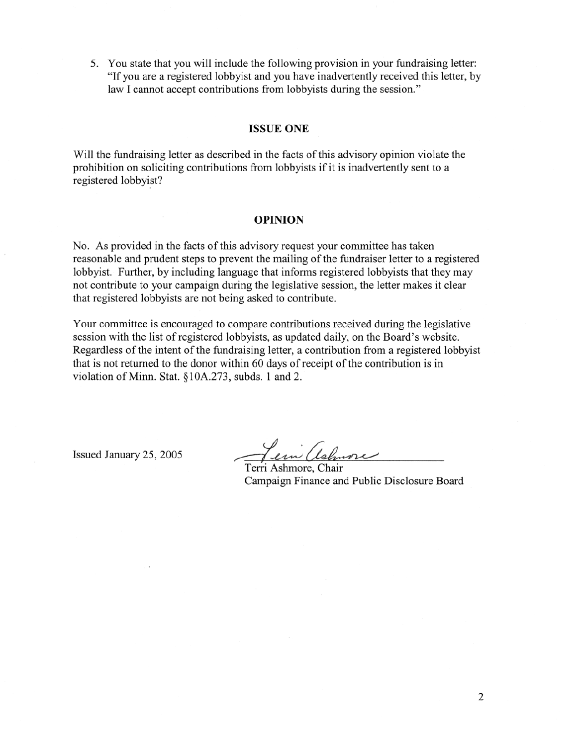5. You state that you will include the following provision in your fundraising letter: "If you are a registered lobbyist and you have inadvertently received this letter, by law I cannot accept contributions from lobbyists during the session."

## ISSUE ONE

Will the fundraising letter as described in the facts of this advisory opinion violate the prohibition on soliciting contributions from lobbyists if it is inadvertently sent to a registered lobbyist?

## OPINION

No. As provided in the facts of this advisory request your committee has taken reasonable and prudent steps to prevent the mailing of the fundraiser letter to a registered lobbyist. Further, by including language that informs registered lobbyists that they may not contribute to your campaign during the legislative session, the letter makes it clear that registered lobbyists are not being asked to contribute.

Your committee is encouraged to compare contributions received during the legislative session with the list of registered lobbyists, as updated daily, on the Board's website. Regardless of the intent of the fundraising letter, a contribution from a registered lobbyist that is not returned to the donor within 60 days of receipt of the contribution is in violation of Minn. Stat. §10A.273, subds. 1 and 2.

Issued January 25, 2005

Terri Ashmore, Chair
Campaign Finance and Public Disclosure Board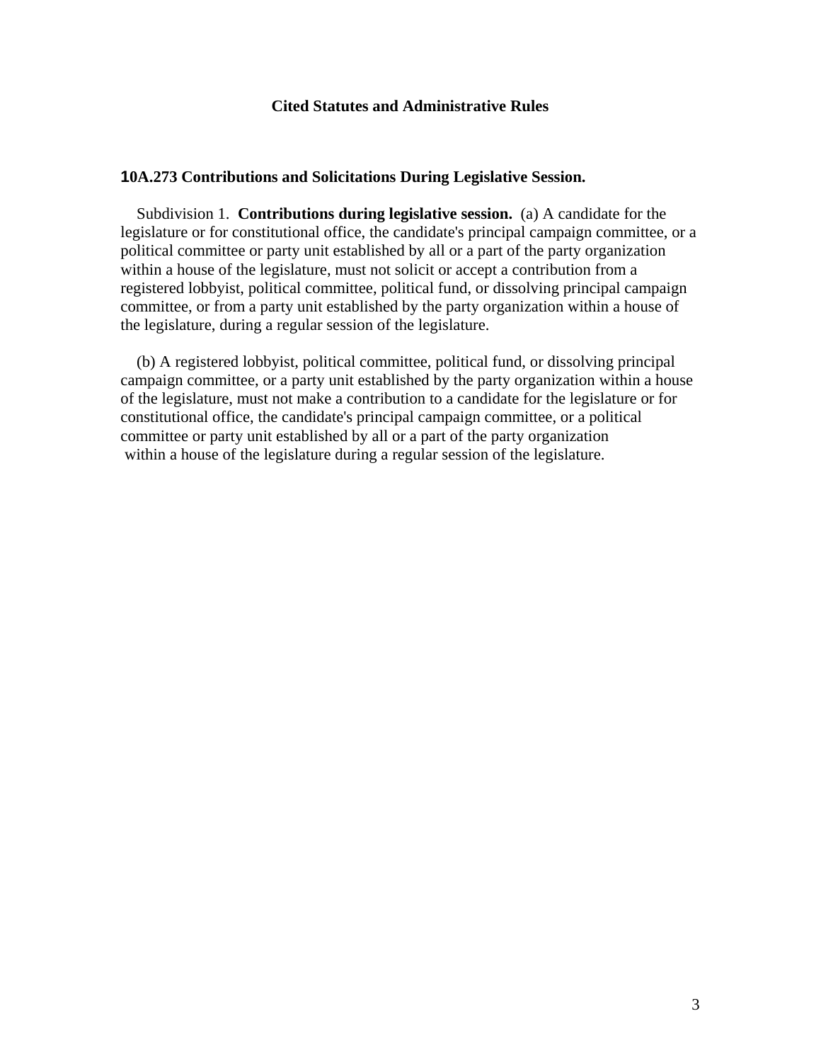## Cited Statutes and Administrative Rules

### 10A.273 Contributions and Solicitations During Legislative Session.

Subdivision 1. **Contributions during legislative session.** (a) A candidate for the legislature or for constitutional office, the candidate's principal campaign committee, or a political committee or party unit established by all or a part of the party organization within a house of the legislature, must not solicit or accept a contribution from a registered lobbyist, political committee, political fund, or dissolving principal campaign committee, or from a party unit established by the party organization within a house of the legislature, during a regular session of the legislature.

(b) A registered lobbyist, political committee, political fund, or dissolving principal campaign committee, or a party unit established by the party organization within a house of the legislature, must not make a contribution to a candidate for the legislature or for constitutional office, the candidate's principal campaign committee, or a political committee or party unit established by all or a part of the party organization within a house of the legislature during a regular session of the legislature.